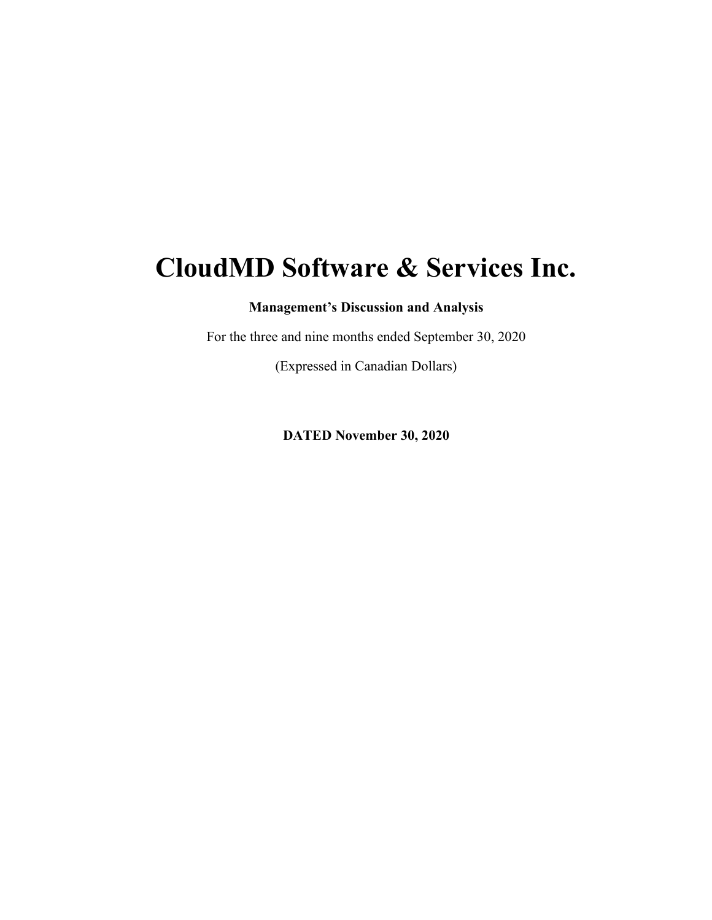# CloudMD Software & Services Inc.

**Management's Discussion and Analysis**

For the three and nine months ended September 30, 2020

(Expressed in Canadian Dollars)

**DATED November 30, 2020**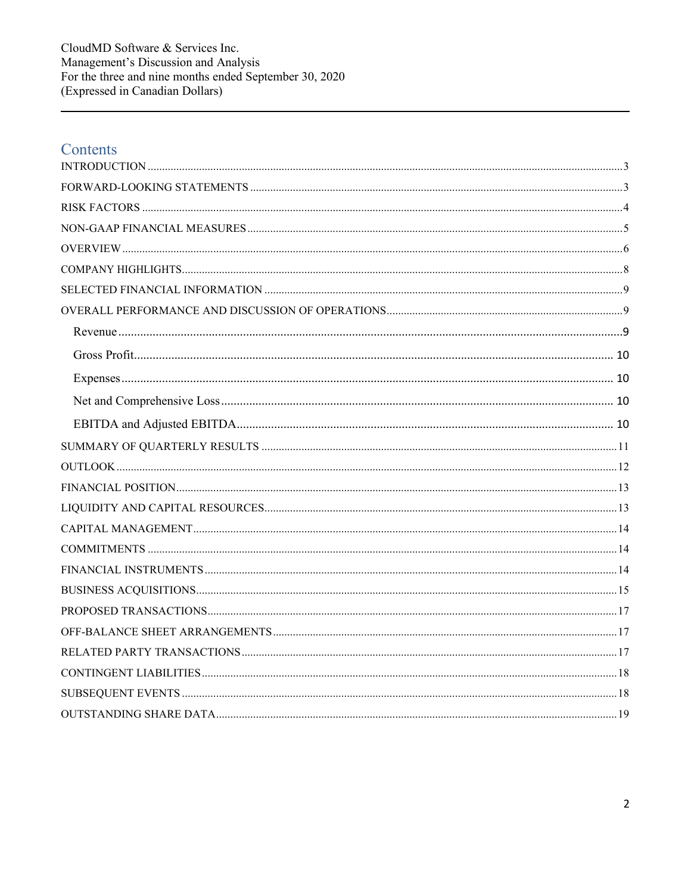# Contents

INTRODUCTION ....................................................................................................................................................3

FORWARD-LOOKING STATEMENTS ................................................................................................................3

RISK FACTORS ....................................................................................................................................................4

NON-GAAP FINANCIAL MEASURES ...................................................................................................................5

OVERVIEW ...........................................................................................................................................................6

COMPANY HIGHLIGHTS......................................................................................................................................8

SELECTED FINANCIAL INFORMATION .............................................................................................................9

OVERALL PERFORMANCE AND DISCUSSION OF OPERATIONS.....................................................................9

- Revenue ..........................................................................................................................................................9
- Gross Profit.................................................................................................................................................... 10
- Expenses ........................................................................................................................................................ 10
- Net and Comprehensive Loss ........................................................................................................................ 10
- EBITDA and Adjusted EBITDA..................................................................................................................... 10

SUMMARY OF QUARTERLY RESULTS .............................................................................................................11

OUTLOOK ...........................................................................................................................................................12

FINANCIAL POSITION........................................................................................................................................13

LIQUIDITY AND CAPITAL RESOURCES.............................................................................................................13

CAPITAL MANAGEMENT....................................................................................................................................14

COMMITMENTS ..................................................................................................................................................14

FINANCIAL INSTRUMENTS ................................................................................................................................14

BUSINESS ACQUISITIONS...................................................................................................................................15

PROPOSED TRANSACTIONS...............................................................................................................................17

OFF-BALANCE SHEET ARRANGEMENTS...........................................................................................................17

RELATED PARTY TRANSACTIONS ....................................................................................................................17

CONTINGENT LIABILITIES.................................................................................................................................18

SUBSEQUENT EVENTS .......................................................................................................................................18

OUTSTANDING SHARE DATA.............................................................................................................................19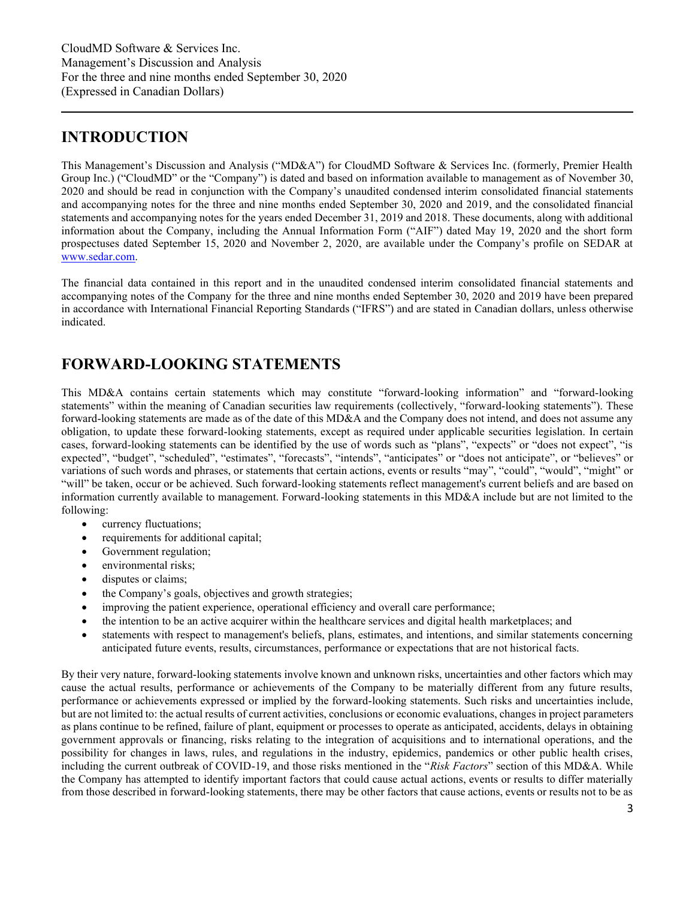# INTRODUCTION

This Management's Discussion and Analysis ("MD&A") for CloudMD Software & Services Inc. (formerly, Premier Health Group Inc.) ("CloudMD" or the "Company") is dated and based on information available to management as of November 30, 2020 and should be read in conjunction with the Company's unaudited condensed interim consolidated financial statements and accompanying notes for the three and nine months ended September 30, 2020 and 2019, and the consolidated financial statements and accompanying notes for the years ended December 31, 2019 and 2018. These documents, along with additional information about the Company, including the Annual Information Form ("AIF") dated May 19, 2020 and the short form prospectuses dated September 15, 2020 and November 2, 2020, are available under the Company's profile on SEDAR at www.sedar.com.

The financial data contained in this report and in the unaudited condensed interim consolidated financial statements and accompanying notes of the Company for the three and nine months ended September 30, 2020 and 2019 have been prepared in accordance with International Financial Reporting Standards ("IFRS") and are stated in Canadian dollars, unless otherwise indicated.

# FORWARD-LOOKING STATEMENTS

This MD&A contains certain statements which may constitute "forward-looking information" and "forward-looking statements" within the meaning of Canadian securities law requirements (collectively, "forward-looking statements"). These forward-looking statements are made as of the date of this MD&A and the Company does not intend, and does not assume any obligation, to update these forward-looking statements, except as required under applicable securities legislation. In certain cases, forward-looking statements can be identified by the use of words such as "plans", "expects" or "does not expect", "is expected", "budget", "scheduled", "estimates", "forecasts", "intends", "anticipates" or "does not anticipate", or "believes" or variations of such words and phrases, or statements that certain actions, events or results "may", "could", "would", "might" or "will" be taken, occur or be achieved. Such forward-looking statements reflect management's current beliefs and are based on information currently available to management. Forward-looking statements in this MD&A include but are not limited to the following:

- currency fluctuations;
- requirements for additional capital;
- Government regulation;
- environmental risks;
- disputes or claims;
- the Company's goals, objectives and growth strategies;
- improving the patient experience, operational efficiency and overall care performance;
- the intention to be an active acquirer within the healthcare services and digital health marketplaces; and
- statements with respect to management's beliefs, plans, estimates, and intentions, and similar statements concerning anticipated future events, results, circumstances, performance or expectations that are not historical facts.

By their very nature, forward-looking statements involve known and unknown risks, uncertainties and other factors which may cause the actual results, performance or achievements of the Company to be materially different from any future results, performance or achievements expressed or implied by the forward-looking statements. Such risks and uncertainties include, but are not limited to: the actual results of current activities, conclusions or economic evaluations, changes in project parameters as plans continue to be refined, failure of plant, equipment or processes to operate as anticipated, accidents, delays in obtaining government approvals or financing, risks relating to the integration of acquisitions and to international operations, and the possibility for changes in laws, rules, and regulations in the industry, epidemics, pandemics or other public health crises, including the current outbreak of COVID-19, and those risks mentioned in the "*Risk Factors*" section of this MD&A. While the Company has attempted to identify important factors that could cause actual actions, events or results to differ materially from those described in forward-looking statements, there may be other factors that cause actions, events or results not to be as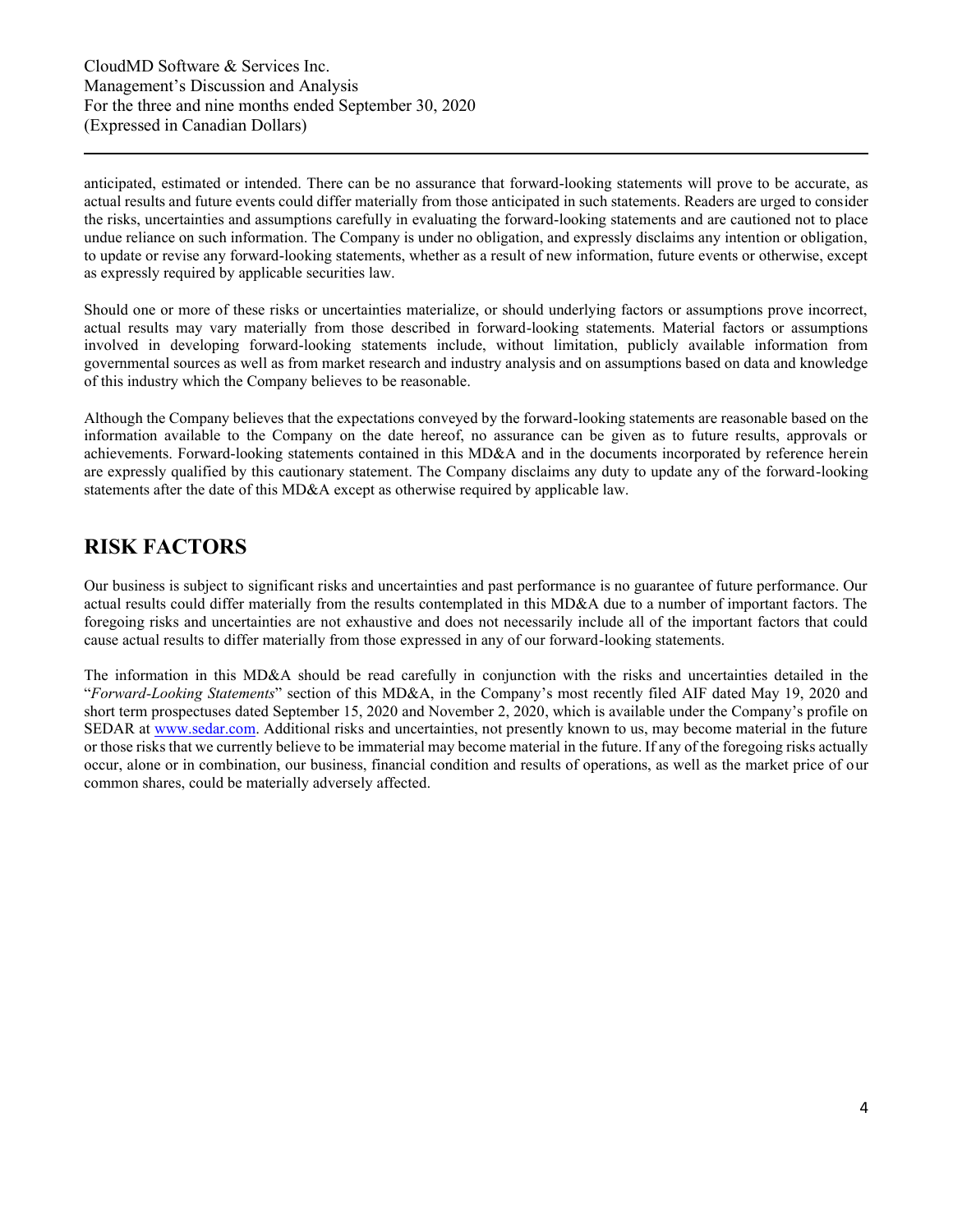anticipated, estimated or intended. There can be no assurance that forward-looking statements will prove to be accurate, as actual results and future events could differ materially from those anticipated in such statements. Readers are urged to consider the risks, uncertainties and assumptions carefully in evaluating the forward-looking statements and are cautioned not to place undue reliance on such information. The Company is under no obligation, and expressly disclaims any intention or obligation, to update or revise any forward-looking statements, whether as a result of new information, future events or otherwise, except as expressly required by applicable securities law.

Should one or more of these risks or uncertainties materialize, or should underlying factors or assumptions prove incorrect, actual results may vary materially from those described in forward-looking statements. Material factors or assumptions involved in developing forward-looking statements include, without limitation, publicly available information from governmental sources as well as from market research and industry analysis and on assumptions based on data and knowledge of this industry which the Company believes to be reasonable.

Although the Company believes that the expectations conveyed by the forward-looking statements are reasonable based on the information available to the Company on the date hereof, no assurance can be given as to future results, approvals or achievements. Forward-looking statements contained in this MD&A and in the documents incorporated by reference herein are expressly qualified by this cautionary statement. The Company disclaims any duty to update any of the forward-looking statements after the date of this MD&A except as otherwise required by applicable law.

## RISK FACTORS

Our business is subject to significant risks and uncertainties and past performance is no guarantee of future performance. Our actual results could differ materially from the results contemplated in this MD&A due to a number of important factors. The foregoing risks and uncertainties are not exhaustive and does not necessarily include all of the important factors that could cause actual results to differ materially from those expressed in any of our forward-looking statements.

The information in this MD&A should be read carefully in conjunction with the risks and uncertainties detailed in the "*Forward-Looking Statements*" section of this MD&A, in the Company's most recently filed AIF dated May 19, 2020 and short term prospectuses dated September 15, 2020 and November 2, 2020, which is available under the Company's profile on SEDAR at www.sedar.com. Additional risks and uncertainties, not presently known to us, may become material in the future or those risks that we currently believe to be immaterial may become material in the future. If any of the foregoing risks actually occur, alone or in combination, our business, financial condition and results of operations, as well as the market price of our common shares, could be materially adversely affected.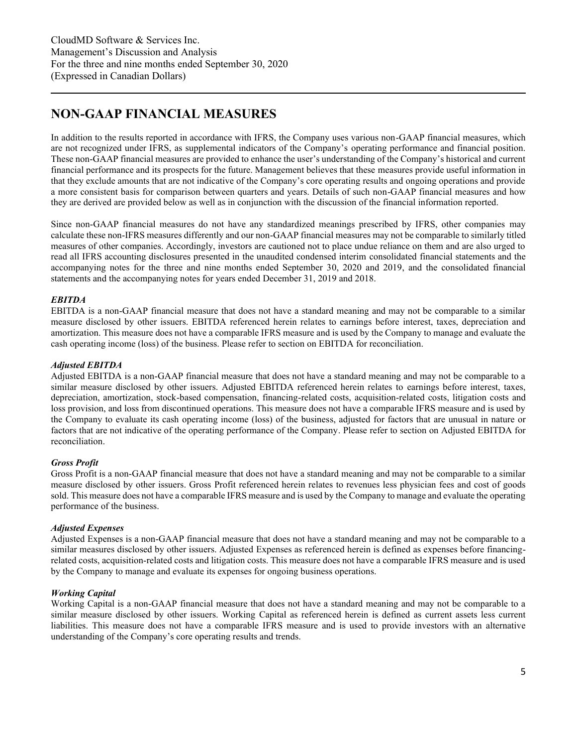## NON-GAAP FINANCIAL MEASURES

In addition to the results reported in accordance with IFRS, the Company uses various non-GAAP financial measures, which are not recognized under IFRS, as supplemental indicators of the Company's operating performance and financial position. These non-GAAP financial measures are provided to enhance the user's understanding of the Company's historical and current financial performance and its prospects for the future. Management believes that these measures provide useful information in that they exclude amounts that are not indicative of the Company's core operating results and ongoing operations and provide a more consistent basis for comparison between quarters and years. Details of such non-GAAP financial measures and how they are derived are provided below as well as in conjunction with the discussion of the financial information reported.

Since non-GAAP financial measures do not have any standardized meanings prescribed by IFRS, other companies may calculate these non-IFRS measures differently and our non-GAAP financial measures may not be comparable to similarly titled measures of other companies. Accordingly, investors are cautioned not to place undue reliance on them and are also urged to read all IFRS accounting disclosures presented in the unaudited condensed interim consolidated financial statements and the accompanying notes for the three and nine months ended September 30, 2020 and 2019, and the consolidated financial statements and the accompanying notes for years ended December 31, 2019 and 2018.

***EBITDA***
EBITDA is a non-GAAP financial measure that does not have a standard meaning and may not be comparable to a similar measure disclosed by other issuers. EBITDA referenced herein relates to earnings before interest, taxes, depreciation and amortization. This measure does not have a comparable IFRS measure and is used by the Company to manage and evaluate the cash operating income (loss) of the business. Please refer to section on EBITDA for reconciliation.

***Adjusted EBITDA***
Adjusted EBITDA is a non-GAAP financial measure that does not have a standard meaning and may not be comparable to a similar measure disclosed by other issuers. Adjusted EBITDA referenced herein relates to earnings before interest, taxes, depreciation, amortization, stock-based compensation, financing-related costs, acquisition-related costs, litigation costs and loss provision, and loss from discontinued operations. This measure does not have a comparable IFRS measure and is used by the Company to evaluate its cash operating income (loss) of the business, adjusted for factors that are unusual in nature or factors that are not indicative of the operating performance of the Company. Please refer to section on Adjusted EBITDA for reconciliation.

***Gross Profit***
Gross Profit is a non-GAAP financial measure that does not have a standard meaning and may not be comparable to a similar measure disclosed by other issuers. Gross Profit referenced herein relates to revenues less physician fees and cost of goods sold. This measure does not have a comparable IFRS measure and is used by the Company to manage and evaluate the operating performance of the business.

***Adjusted Expenses***
Adjusted Expenses is a non-GAAP financial measure that does not have a standard meaning and may not be comparable to a similar measures disclosed by other issuers. Adjusted Expenses as referenced herein is defined as expenses before financing-related costs, acquisition-related costs and litigation costs. This measure does not have a comparable IFRS measure and is used by the Company to manage and evaluate its expenses for ongoing business operations.

***Working Capital***
Working Capital is a non-GAAP financial measure that does not have a standard meaning and may not be comparable to a similar measure disclosed by other issuers. Working Capital as referenced herein is defined as current assets less current liabilities. This measure does not have a comparable IFRS measure and is used to provide investors with an alternative understanding of the Company's core operating results and trends.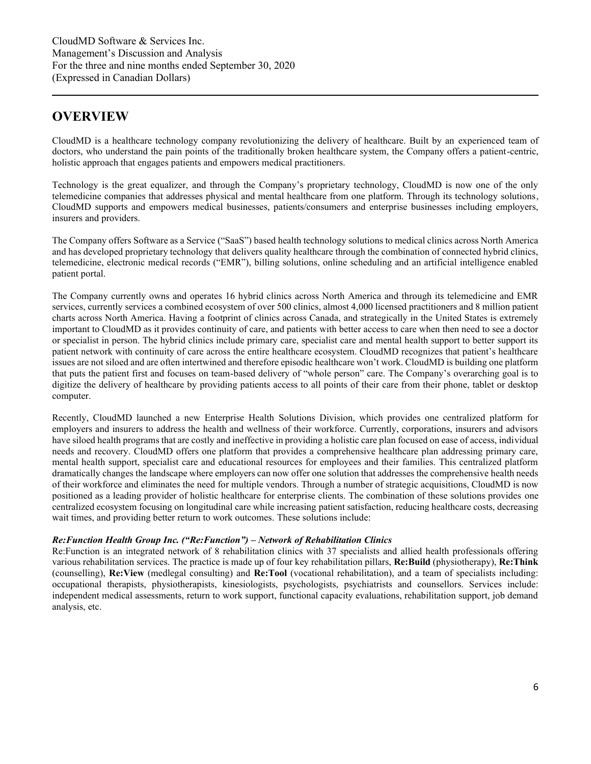# OVERVIEW

CloudMD is a healthcare technology company revolutionizing the delivery of healthcare. Built by an experienced team of doctors, who understand the pain points of the traditionally broken healthcare system, the Company offers a patient-centric, holistic approach that engages patients and empowers medical practitioners.

Technology is the great equalizer, and through the Company's proprietary technology, CloudMD is now one of the only telemedicine companies that addresses physical and mental healthcare from one platform. Through its technology solutions, CloudMD supports and empowers medical businesses, patients/consumers and enterprise businesses including employers, insurers and providers.

The Company offers Software as a Service ("SaaS") based health technology solutions to medical clinics across North America and has developed proprietary technology that delivers quality healthcare through the combination of connected hybrid clinics, telemedicine, electronic medical records ("EMR"), billing solutions, online scheduling and an artificial intelligence enabled patient portal.

The Company currently owns and operates 16 hybrid clinics across North America and through its telemedicine and EMR services, currently services a combined ecosystem of over 500 clinics, almost 4,000 licensed practitioners and 8 million patient charts across North America. Having a footprint of clinics across Canada, and strategically in the United States is extremely important to CloudMD as it provides continuity of care, and patients with better access to care when then need to see a doctor or specialist in person. The hybrid clinics include primary care, specialist care and mental health support to better support its patient network with continuity of care across the entire healthcare ecosystem. CloudMD recognizes that patient's healthcare issues are not siloed and are often intertwined and therefore episodic healthcare won't work. CloudMD is building one platform that puts the patient first and focuses on team-based delivery of "whole person" care. The Company's overarching goal is to digitize the delivery of healthcare by providing patients access to all points of their care from their phone, tablet or desktop computer.

Recently, CloudMD launched a new Enterprise Health Solutions Division, which provides one centralized platform for employers and insurers to address the health and wellness of their workforce. Currently, corporations, insurers and advisors have siloed health programs that are costly and ineffective in providing a holistic care plan focused on ease of access, individual needs and recovery. CloudMD offers one platform that provides a comprehensive healthcare plan addressing primary care, mental health support, specialist care and educational resources for employees and their families. This centralized platform dramatically changes the landscape where employers can now offer one solution that addresses the comprehensive health needs of their workforce and eliminates the need for multiple vendors. Through a number of strategic acquisitions, CloudMD is now positioned as a leading provider of holistic healthcare for enterprise clients. The combination of these solutions provides one centralized ecosystem focusing on longitudinal care while increasing patient satisfaction, reducing healthcare costs, decreasing wait times, and providing better return to work outcomes. These solutions include:

***Re:Function Health Group Inc. ("Re:Function") – Network of Rehabilitation Clinics***

Re:Function is an integrated network of 8 rehabilitation clinics with 37 specialists and allied health professionals offering various rehabilitation services. The practice is made up of four key rehabilitation pillars, **Re:Build** (physiotherapy), **Re:Think** (counselling), **Re:View** (medlegal consulting) and **Re:Tool** (vocational rehabilitation), and a team of specialists including: occupational therapists, physiotherapists, kinesiologists, psychologists, psychiatrists and counsellors. Services include: independent medical assessments, return to work support, functional capacity evaluations, rehabilitation support, job demand analysis, etc.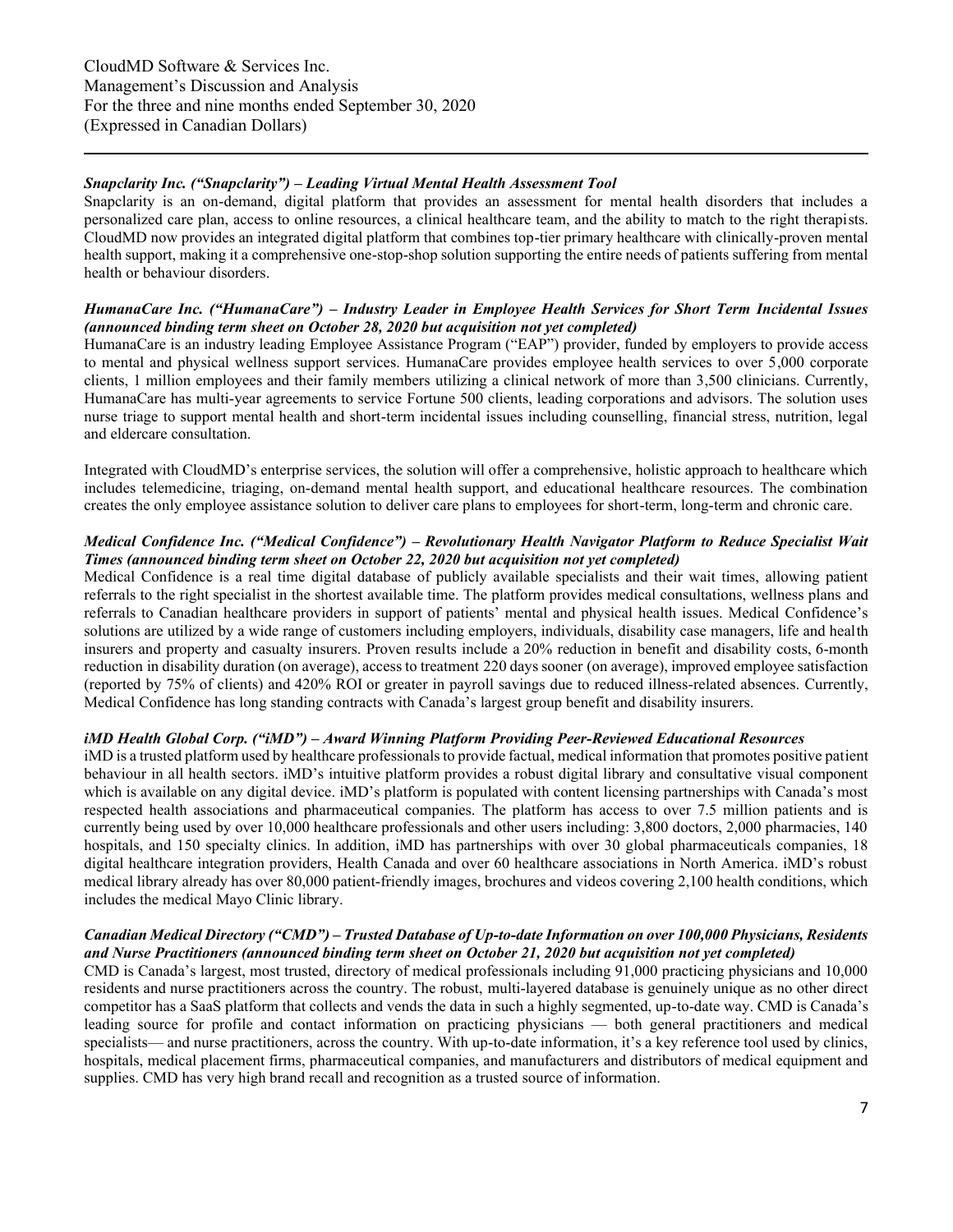***Snapclarity Inc. ("Snapclarity") – Leading Virtual Mental Health Assessment Tool***

Snapclarity is an on-demand, digital platform that provides an assessment for mental health disorders that includes a personalized care plan, access to online resources, a clinical healthcare team, and the ability to match to the right therapists. CloudMD now provides an integrated digital platform that combines top-tier primary healthcare with clinically-proven mental health support, making it a comprehensive one-stop-shop solution supporting the entire needs of patients suffering from mental health or behaviour disorders.

***HumanaCare Inc. ("HumanaCare") – Industry Leader in Employee Health Services for Short Term Incidental Issues (announced binding term sheet on October 28, 2020 but acquisition not yet completed)***

HumanaCare is an industry leading Employee Assistance Program ("EAP") provider, funded by employers to provide access to mental and physical wellness support services. HumanaCare provides employee health services to over 5,000 corporate clients, 1 million employees and their family members utilizing a clinical network of more than 3,500 clinicians. Currently, HumanaCare has multi-year agreements to service Fortune 500 clients, leading corporations and advisors. The solution uses nurse triage to support mental health and short-term incidental issues including counselling, financial stress, nutrition, legal and eldercare consultation.

Integrated with CloudMD's enterprise services, the solution will offer a comprehensive, holistic approach to healthcare which includes telemedicine, triaging, on-demand mental health support, and educational healthcare resources. The combination creates the only employee assistance solution to deliver care plans to employees for short-term, long-term and chronic care.

***Medical Confidence Inc. ("Medical Confidence") – Revolutionary Health Navigator Platform to Reduce Specialist Wait Times (announced binding term sheet on October 22, 2020 but acquisition not yet completed)***

Medical Confidence is a real time digital database of publicly available specialists and their wait times, allowing patient referrals to the right specialist in the shortest available time. The platform provides medical consultations, wellness plans and referrals to Canadian healthcare providers in support of patients' mental and physical health issues. Medical Confidence's solutions are utilized by a wide range of customers including employers, individuals, disability case managers, life and health insurers and property and casualty insurers. Proven results include a 20% reduction in benefit and disability costs, 6-month reduction in disability duration (on average), access to treatment 220 days sooner (on average), improved employee satisfaction (reported by 75% of clients) and 420% ROI or greater in payroll savings due to reduced illness-related absences. Currently, Medical Confidence has long standing contracts with Canada's largest group benefit and disability insurers.

***iMD Health Global Corp. ("iMD") – Award Winning Platform Providing Peer-Reviewed Educational Resources***

iMD is a trusted platform used by healthcare professionals to provide factual, medical information that promotes positive patient behaviour in all health sectors. iMD's intuitive platform provides a robust digital library and consultative visual component which is available on any digital device. iMD's platform is populated with content licensing partnerships with Canada's most respected health associations and pharmaceutical companies. The platform has access to over 7.5 million patients and is currently being used by over 10,000 healthcare professionals and other users including: 3,800 doctors, 2,000 pharmacies, 140 hospitals, and 150 specialty clinics. In addition, iMD has partnerships with over 30 global pharmaceuticals companies, 18 digital healthcare integration providers, Health Canada and over 60 healthcare associations in North America. iMD's robust medical library already has over 80,000 patient-friendly images, brochures and videos covering 2,100 health conditions, which includes the medical Mayo Clinic library.

***Canadian Medical Directory ("CMD") – Trusted Database of Up-to-date Information on over 100,000 Physicians, Residents and Nurse Practitioners (announced binding term sheet on October 21, 2020 but acquisition not yet completed)***

CMD is Canada's largest, most trusted, directory of medical professionals including 91,000 practicing physicians and 10,000 residents and nurse practitioners across the country. The robust, multi-layered database is genuinely unique as no other direct competitor has a SaaS platform that collects and vends the data in such a highly segmented, up-to-date way. CMD is Canada's leading source for profile and contact information on practicing physicians — both general practitioners and medical specialists— and nurse practitioners, across the country. With up-to-date information, it's a key reference tool used by clinics, hospitals, medical placement firms, pharmaceutical companies, and manufacturers and distributors of medical equipment and supplies. CMD has very high brand recall and recognition as a trusted source of information.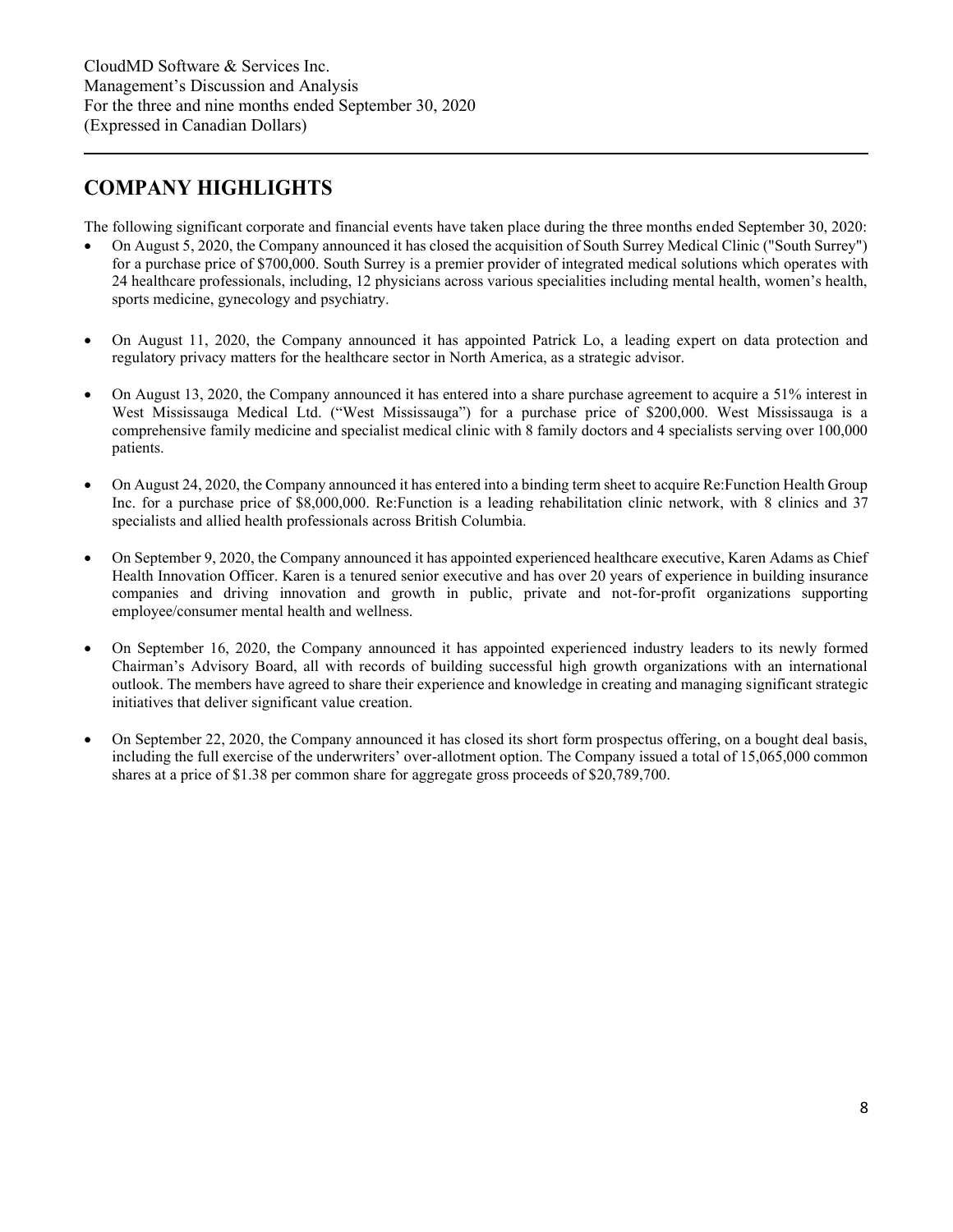## COMPANY HIGHLIGHTS

The following significant corporate and financial events have taken place during the three months ended September 30, 2020:

- On August 5, 2020, the Company announced it has closed the acquisition of South Surrey Medical Clinic ("South Surrey") for a purchase price of $700,000. South Surrey is a premier provider of integrated medical solutions which operates with 24 healthcare professionals, including, 12 physicians across various specialities including mental health, women's health, sports medicine, gynecology and psychiatry.

- On August 11, 2020, the Company announced it has appointed Patrick Lo, a leading expert on data protection and regulatory privacy matters for the healthcare sector in North America, as a strategic advisor.

- On August 13, 2020, the Company announced it has entered into a share purchase agreement to acquire a 51% interest in West Mississauga Medical Ltd. ("West Mississauga") for a purchase price of $200,000. West Mississauga is a comprehensive family medicine and specialist medical clinic with 8 family doctors and 4 specialists serving over 100,000 patients.

- On August 24, 2020, the Company announced it has entered into a binding term sheet to acquire Re:Function Health Group Inc. for a purchase price of $8,000,000. Re:Function is a leading rehabilitation clinic network, with 8 clinics and 37 specialists and allied health professionals across British Columbia.

- On September 9, 2020, the Company announced it has appointed experienced healthcare executive, Karen Adams as Chief Health Innovation Officer. Karen is a tenured senior executive and has over 20 years of experience in building insurance companies and driving innovation and growth in public, private and not-for-profit organizations supporting employee/consumer mental health and wellness.

- On September 16, 2020, the Company announced it has appointed experienced industry leaders to its newly formed Chairman's Advisory Board, all with records of building successful high growth organizations with an international outlook. The members have agreed to share their experience and knowledge in creating and managing significant strategic initiatives that deliver significant value creation.

- On September 22, 2020, the Company announced it has closed its short form prospectus offering, on a bought deal basis, including the full exercise of the underwriters' over-allotment option. The Company issued a total of 15,065,000 common shares at a price of $1.38 per common share for aggregate gross proceeds of $20,789,700.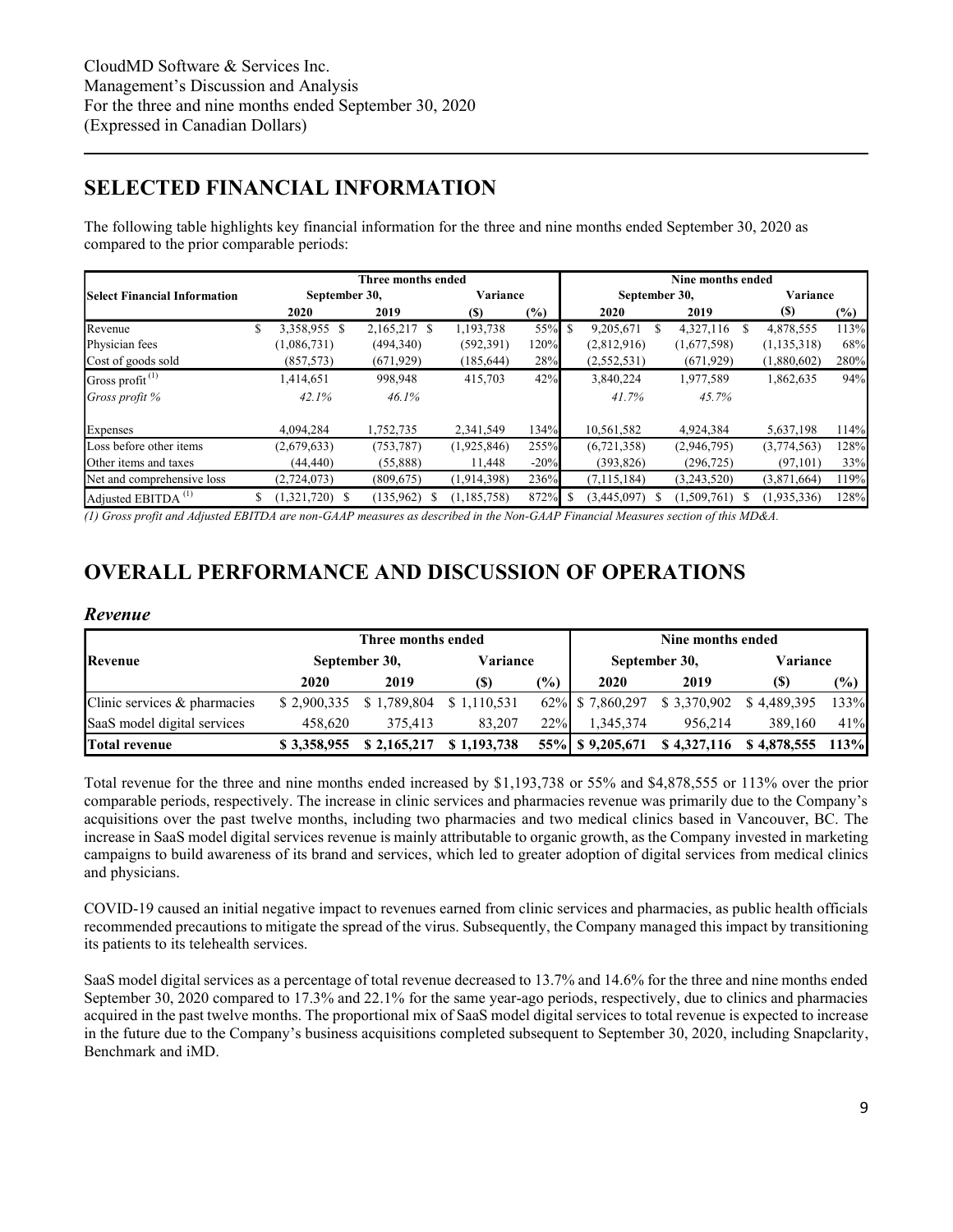CloudMD Software & Services Inc.
Management's Discussion and Analysis
For the three and nine months ended September 30, 2020
(Expressed in Canadian Dollars)

## SELECTED FINANCIAL INFORMATION

The following table highlights key financial information for the three and nine months ended September 30, 2020 as compared to the prior comparable periods:

| Select Financial Information | Three months ended September 30, 2020 | Three months ended September 30, 2019 | Variance ($) | Variance (%) | Nine months ended September 30, 2020 | Nine months ended September 30, 2019 | Variance ($) | Variance (%) |
|---|---|---|---|---|---|---|---|---|
| Revenue | $ 3,358,955 | $ 2,165,217 | $ 1,193,738 | 55% | $ 9,205,671 | $ 4,327,116 | $ 4,878,555 | 113% |
| Physician fees | (1,086,731) | (494,340) | (592,391) | 120% | (2,812,916) | (1,677,598) | (1,135,318) | 68% |
| Cost of goods sold | (857,573) | (671,929) | (185,644) | 28% | (2,552,531) | (671,929) | (1,880,602) | 280% |
| Gross profit [(1)] | 1,414,651 | 998,948 | 415,703 | 42% | 3,840,224 | 1,977,589 | 1,862,635 | 94% |
| *Gross profit %* | *42.1%* | *46.1%* | | | *41.7%* | *45.7%* | | |
| Expenses | 4,094,284 | 1,752,735 | 2,341,549 | 134% | 10,561,582 | 4,924,384 | 5,637,198 | 114% |
| Loss before other items | (2,679,633) | (753,787) | (1,925,846) | 255% | (6,721,358) | (2,946,795) | (3,774,563) | 128% |
| Other items and taxes | (44,440) | (55,888) | 11,448 | -20% | (393,826) | (296,725) | (97,101) | 33% |
| Net and comprehensive loss | (2,724,073) | (809,675) | (1,914,398) | 236% | (7,115,184) | (3,243,520) | (3,871,664) | 119% |
| Adjusted EBITDA [(1)] | $ (1,321,720) | $ (135,962) | $ (1,185,758) | 872% | $ (3,445,097) | $ (1,509,761) | $ (1,935,336) | 128% |

*(1) Gross profit and Adjusted EBITDA are non-GAAP measures as described in the Non-GAAP Financial Measures section of this MD&A.*

## OVERALL PERFORMANCE AND DISCUSSION OF OPERATIONS

### *Revenue*

| Revenue | Three months ended September 30, 2020 | Three months ended September 30, 2019 | Variance ($) | Variance (%) | Nine months ended September 30, 2020 | Nine months ended September 30, 2019 | Variance ($) | Variance (%) |
|---|---|---|---|---|---|---|---|---|
| Clinic services & pharmacies | $ 2,900,335 | $ 1,789,804 | $ 1,110,531 | 62% | $ 7,860,297 | $ 3,370,902 | $ 4,489,395 | 133% |
| SaaS model digital services | 458,620 | 375,413 | 83,207 | 22% | 1,345,374 | 956,214 | 389,160 | 41% |
| **Total revenue** | **$ 3,358,955** | **$ 2,165,217** | **$ 1,193,738** | **55%** | **$ 9,205,671** | **$ 4,327,116** | **$ 4,878,555** | **113%** |

Total revenue for the three and nine months ended increased by $1,193,738 or 55% and $4,878,555 or 113% over the prior comparable periods, respectively. The increase in clinic services and pharmacies revenue was primarily due to the Company's acquisitions over the past twelve months, including two pharmacies and two medical clinics based in Vancouver, BC. The increase in SaaS model digital services revenue is mainly attributable to organic growth, as the Company invested in marketing campaigns to build awareness of its brand and services, which led to greater adoption of digital services from medical clinics and physicians.

COVID-19 caused an initial negative impact to revenues earned from clinic services and pharmacies, as public health officials recommended precautions to mitigate the spread of the virus. Subsequently, the Company managed this impact by transitioning its patients to its telehealth services.

SaaS model digital services as a percentage of total revenue decreased to 13.7% and 14.6% for the three and nine months ended September 30, 2020 compared to 17.3% and 22.1% for the same year-ago periods, respectively, due to clinics and pharmacies acquired in the past twelve months. The proportional mix of SaaS model digital services to total revenue is expected to increase in the future due to the Company's business acquisitions completed subsequent to September 30, 2020, including Snapclarity, Benchmark and iMD.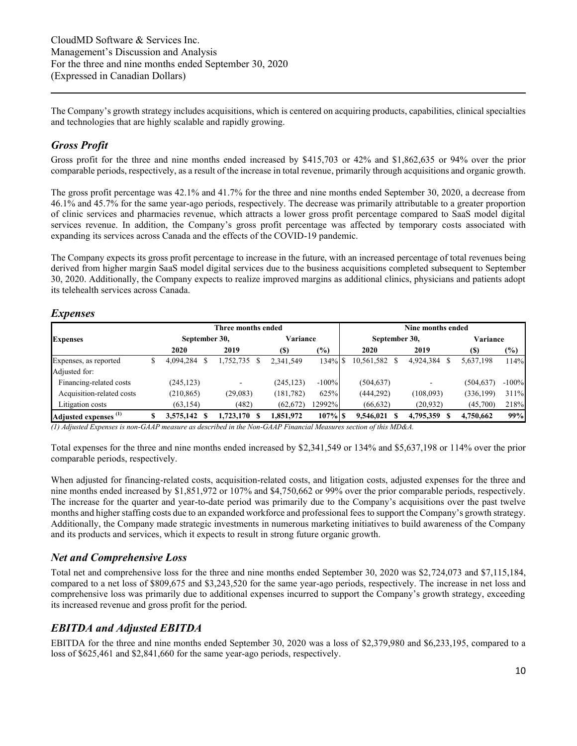The Company's growth strategy includes acquisitions, which is centered on acquiring products, capabilities, clinical specialties and technologies that are highly scalable and rapidly growing.

## *Gross Profit*

Gross profit for the three and nine months ended increased by $415,703 or 42% and $1,862,635 or 94% over the prior comparable periods, respectively, as a result of the increase in total revenue, primarily through acquisitions and organic growth.

The gross profit percentage was 42.1% and 41.7% for the three and nine months ended September 30, 2020, a decrease from 46.1% and 45.7% for the same year-ago periods, respectively. The decrease was primarily attributable to a greater proportion of clinic services and pharmacies revenue, which attracts a lower gross profit percentage compared to SaaS model digital services revenue. In addition, the Company's gross profit percentage was affected by temporary costs associated with expanding its services across Canada and the effects of the COVID-19 pandemic.

The Company expects its gross profit percentage to increase in the future, with an increased percentage of total revenues being derived from higher margin SaaS model digital services due to the business acquisitions completed subsequent to September 30, 2020. Additionally, the Company expects to realize improved margins as additional clinics, physicians and patients adopt its telehealth services across Canada.

## *Expenses*

| Expenses | Three months ended | | | | Nine months ended | | | |
|---|---|---|---|---|---|---|---|---|
| | September 30, | | Variance | | September 30, | | Variance | |
| | 2020 | 2019 | ($) | (%) | 2020 | 2019 | ($) | (%) |
| Expenses, as reported | $ 4,094,284 | $ 1,752,735 | $ 2,341,549 | 134% | $ 10,561,582 | $ 4,924,384 | $ 5,637,198 | 114% |
| Adjusted for: | | | | | | | | |
| Financing-related costs | (245,123) | - | (245,123) | -100% | (504,637) | - | (504,637) | -100% |
| Acquisition-related costs | (210,865) | (29,083) | (181,782) | 625% | (444,292) | (108,093) | (336,199) | 311% |
| Litigation costs | (63,154) | (482) | (62,672) | 12992% | (66,632) | (20,932) | (45,700) | 218% |
| **Adjusted expenses (1)** | **$ 3,575,142** | **$ 1,723,170** | **$ 1,851,972** | **107%** | **$ 9,546,021** | **$ 4,795,359** | **$ 4,750,662** | **99%** |

*(1) Adjusted Expenses is non-GAAP measure as described in the Non-GAAP Financial Measures section of this MD&A.*

Total expenses for the three and nine months ended increased by $2,341,549 or 134% and $5,637,198 or 114% over the prior comparable periods, respectively.

When adjusted for financing-related costs, acquisition-related costs, and litigation costs, adjusted expenses for the three and nine months ended increased by $1,851,972 or 107% and $4,750,662 or 99% over the prior comparable periods, respectively. The increase for the quarter and year-to-date period was primarily due to the Company's acquisitions over the past twelve months and higher staffing costs due to an expanded workforce and professional fees to support the Company's growth strategy. Additionally, the Company made strategic investments in numerous marketing initiatives to build awareness of the Company and its products and services, which it expects to result in strong future organic growth.

## *Net and Comprehensive Loss*

Total net and comprehensive loss for the three and nine months ended September 30, 2020 was $2,724,073 and $7,115,184, compared to a net loss of $809,675 and $3,243,520 for the same year-ago periods, respectively. The increase in net loss and comprehensive loss was primarily due to additional expenses incurred to support the Company's growth strategy, exceeding its increased revenue and gross profit for the period.

## *EBITDA and Adjusted EBITDA*

EBITDA for the three and nine months ended September 30, 2020 was a loss of $2,379,980 and $6,233,195, compared to a loss of $625,461 and $2,841,660 for the same year-ago periods, respectively.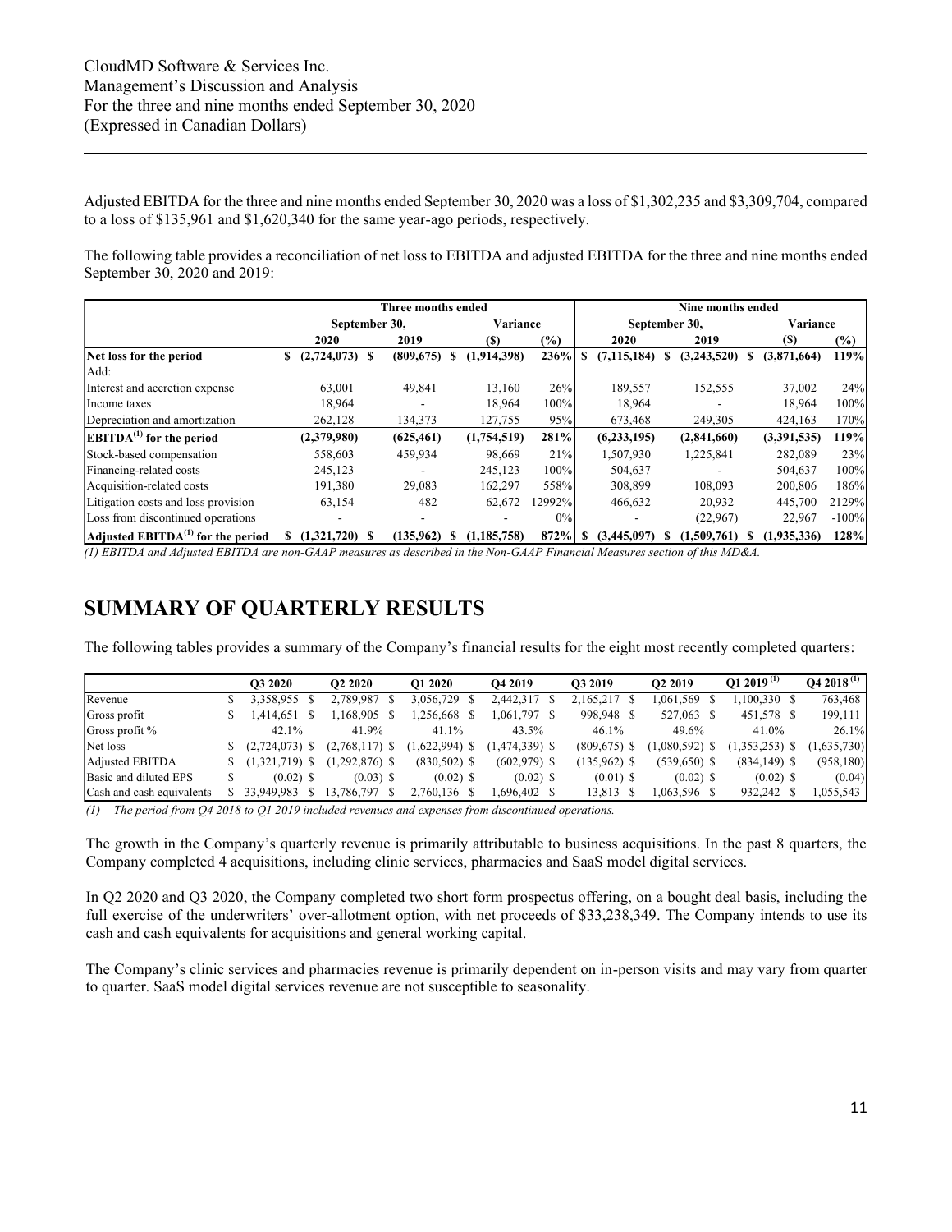Adjusted EBITDA for the three and nine months ended September 30, 2020 was a loss of $1,302,235 and $3,309,704, compared to a loss of $135,961 and $1,620,340 for the same year-ago periods, respectively.

The following table provides a reconciliation of net loss to EBITDA and adjusted EBITDA for the three and nine months ended September 30, 2020 and 2019:

| | Three months ended | | | | Nine months ended | | | |
|---|---|---|---|---|---|---|---|---|
| | September 30, | | Variance | | September 30, | | Variance | |
| | 2020 | 2019 | ($) | (%) | 2020 | 2019 | ($) | (%) |
| **Net loss for the period** | $ (2,724,073) | $ (809,675) | $ (1,914,398) | 236% | $ (7,115,184) | $ (3,243,520) | $ (3,871,664) | 119% |
| Add: | | | | | | | | |
| Interest and accretion expense | 63,001 | 49,841 | 13,160 | 26% | 189,557 | 152,555 | 37,002 | 24% |
| Income taxes | 18,964 | - | 18,964 | 100% | 18,964 | - | 18,964 | 100% |
| Depreciation and amortization | 262,128 | 134,373 | 127,755 | 95% | 673,468 | 249,305 | 424,163 | 170% |
| **EBITDA[1] for the period** | (2,379,980) | (625,461) | (1,754,519) | 281% | (6,233,195) | (2,841,660) | (3,391,535) | 119% |
| Stock-based compensation | 558,603 | 459,934 | 98,669 | 21% | 1,507,930 | 1,225,841 | 282,089 | 23% |
| Financing-related costs | 245,123 | - | 245,123 | 100% | 504,637 | - | 504,637 | 100% |
| Acquisition-related costs | 191,380 | 29,083 | 162,297 | 558% | 308,899 | 108,093 | 200,806 | 186% |
| Litigation costs and loss provision | 63,154 | 482 | 62,672 | 12992% | 466,632 | 20,932 | 445,700 | 2129% |
| Loss from discontinued operations | - | - | - | 0% | - | (22,967) | 22,967 | -100% |
| **Adjusted EBITDA[1] for the period** | $ (1,321,720) | $ (135,962) | $ (1,185,758) | 872% | $ (3,445,097) | $ (1,509,761) | $ (1,935,336) | 128% |

*(1) EBITDA and Adjusted EBITDA are non-GAAP measures as described in the Non-GAAP Financial Measures section of this MD&A.*

# SUMMARY OF QUARTERLY RESULTS

The following tables provides a summary of the Company's financial results for the eight most recently completed quarters:

| | Q3 2020 | Q2 2020 | Q1 2020 | Q4 2019 | Q3 2019 | Q2 2019 | Q1 2019 [1] | Q4 2018 [1] |
|---|---|---|---|---|---|---|---|---|
| Revenue | $ 3,358,955 | $ 2,789,987 | $ 3,056,729 | $ 2,442,317 | $ 2,165,217 | $ 1,061,569 | $ 1,100,330 | $ 763,468 |
| Gross profit | $ 1,414,651 | $ 1,168,905 | $ 1,256,668 | $ 1,061,797 | $ 998,948 | $ 527,063 | $ 451,578 | $ 199,111 |
| Gross profit % | 42.1% | 41.9% | 41.1% | 43.5% | 46.1% | 49.6% | 41.0% | 26.1% |
| Net loss | $ (2,724,073) | $ (2,768,117) | $ (1,622,994) | $ (1,474,339) | $ (809,675) | $ (1,080,592) | $ (1,353,253) | $ (1,635,730) |
| Adjusted EBITDA | $ (1,321,719) | $ (1,292,876) | $ (830,502) | $ (602,979) | $ (135,962) | $ (539,650) | $ (834,149) | $ (958,180) |
| Basic and diluted EPS | $ (0.02) | $ (0.03) | $ (0.02) | $ (0.02) | $ (0.01) | $ (0.02) | $ (0.02) | $ (0.04) |
| Cash and cash equivalents | $ 33,949,983 | $ 13,786,797 | $ 2,760,136 | $ 1,696,402 | $ 13,813 | $ 1,063,596 | $ 932,242 | $ 1,055,543 |

*(1) The period from Q4 2018 to Q1 2019 included revenues and expenses from discontinued operations.*

The growth in the Company's quarterly revenue is primarily attributable to business acquisitions. In the past 8 quarters, the Company completed 4 acquisitions, including clinic services, pharmacies and SaaS model digital services.

In Q2 2020 and Q3 2020, the Company completed two short form prospectus offering, on a bought deal basis, including the full exercise of the underwriters' over-allotment option, with net proceeds of $33,238,349. The Company intends to use its cash and cash equivalents for acquisitions and general working capital.

The Company's clinic services and pharmacies revenue is primarily dependent on in-person visits and may vary from quarter to quarter. SaaS model digital services revenue are not susceptible to seasonality.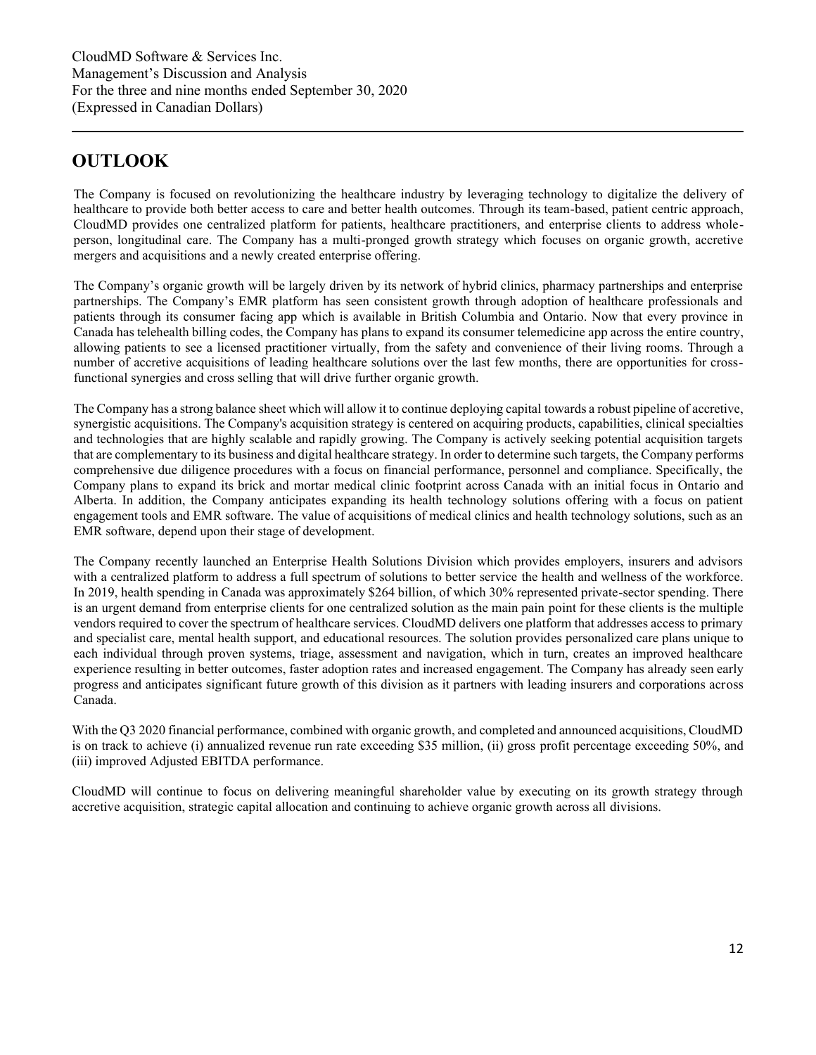## OUTLOOK

The Company is focused on revolutionizing the healthcare industry by leveraging technology to digitalize the delivery of healthcare to provide both better access to care and better health outcomes. Through its team-based, patient centric approach, CloudMD provides one centralized platform for patients, healthcare practitioners, and enterprise clients to address whole-person, longitudinal care. The Company has a multi-pronged growth strategy which focuses on organic growth, accretive mergers and acquisitions and a newly created enterprise offering.

The Company's organic growth will be largely driven by its network of hybrid clinics, pharmacy partnerships and enterprise partnerships. The Company's EMR platform has seen consistent growth through adoption of healthcare professionals and patients through its consumer facing app which is available in British Columbia and Ontario. Now that every province in Canada has telehealth billing codes, the Company has plans to expand its consumer telemedicine app across the entire country, allowing patients to see a licensed practitioner virtually, from the safety and convenience of their living rooms. Through a number of accretive acquisitions of leading healthcare solutions over the last few months, there are opportunities for cross-functional synergies and cross selling that will drive further organic growth.

The Company has a strong balance sheet which will allow it to continue deploying capital towards a robust pipeline of accretive, synergistic acquisitions. The Company's acquisition strategy is centered on acquiring products, capabilities, clinical specialties and technologies that are highly scalable and rapidly growing. The Company is actively seeking potential acquisition targets that are complementary to its business and digital healthcare strategy. In order to determine such targets, the Company performs comprehensive due diligence procedures with a focus on financial performance, personnel and compliance. Specifically, the Company plans to expand its brick and mortar medical clinic footprint across Canada with an initial focus in Ontario and Alberta. In addition, the Company anticipates expanding its health technology solutions offering with a focus on patient engagement tools and EMR software. The value of acquisitions of medical clinics and health technology solutions, such as an EMR software, depend upon their stage of development.

The Company recently launched an Enterprise Health Solutions Division which provides employers, insurers and advisors with a centralized platform to address a full spectrum of solutions to better service the health and wellness of the workforce. In 2019, health spending in Canada was approximately $264 billion, of which 30% represented private-sector spending. There is an urgent demand from enterprise clients for one centralized solution as the main pain point for these clients is the multiple vendors required to cover the spectrum of healthcare services. CloudMD delivers one platform that addresses access to primary and specialist care, mental health support, and educational resources. The solution provides personalized care plans unique to each individual through proven systems, triage, assessment and navigation, which in turn, creates an improved healthcare experience resulting in better outcomes, faster adoption rates and increased engagement. The Company has already seen early progress and anticipates significant future growth of this division as it partners with leading insurers and corporations across Canada.

With the Q3 2020 financial performance, combined with organic growth, and completed and announced acquisitions, CloudMD is on track to achieve (i) annualized revenue run rate exceeding $35 million, (ii) gross profit percentage exceeding 50%, and (iii) improved Adjusted EBITDA performance.

CloudMD will continue to focus on delivering meaningful shareholder value by executing on its growth strategy through accretive acquisition, strategic capital allocation and continuing to achieve organic growth across all divisions.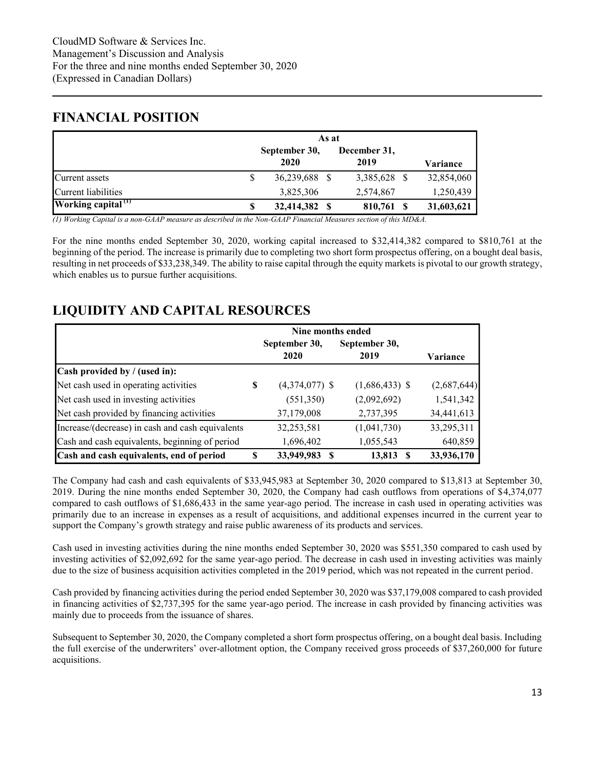## FINANCIAL POSITION

| | As at | | |
|---|---|---|---|
| | September 30, 2020 | December 31, 2019 | Variance |
| Current assets | $ 36,239,688 | $ 3,385,628 | $ 32,854,060 |
| Current liabilities | 3,825,306 | 2,574,867 | 1,250,439 |
| **Working capital [(1)]** | **$ 32,414,382** | **$ 810,761** | **$ 31,603,621** |

*(1) Working Capital is a non-GAAP measure as described in the Non-GAAP Financial Measures section of this MD&A.*

For the nine months ended September 30, 2020, working capital increased to $32,414,382 compared to $810,761 at the beginning of the period. The increase is primarily due to completing two short form prospectus offering, on a bought deal basis, resulting in net proceeds of $33,238,349. The ability to raise capital through the equity markets is pivotal to our growth strategy, which enables us to pursue further acquisitions.

## LIQUIDITY AND CAPITAL RESOURCES

| | Nine months ended | | |
|---|---|---|---|
| | September 30, 2020 | September 30, 2019 | Variance |
| **Cash provided by / (used in):** | | | |
| Net cash used in operating activities | $ (4,374,077) | $ (1,686,433) | $ (2,687,644) |
| Net cash used in investing activities | (551,350) | (2,092,692) | 1,541,342 |
| Net cash provided by financing activities | 37,179,008 | 2,737,395 | 34,441,613 |
| Increase/(decrease) in cash and cash equivalents | 32,253,581 | (1,041,730) | 33,295,311 |
| Cash and cash equivalents, beginning of period | 1,696,402 | 1,055,543 | 640,859 |
| **Cash and cash equivalents, end of period** | **$ 33,949,983** | **$ 13,813** | **$ 33,936,170** |

The Company had cash and cash equivalents of $33,945,983 at September 30, 2020 compared to $13,813 at September 30, 2019. During the nine months ended September 30, 2020, the Company had cash outflows from operations of $4,374,077 compared to cash outflows of $1,686,433 in the same year-ago period. The increase in cash used in operating activities was primarily due to an increase in expenses as a result of acquisitions, and additional expenses incurred in the current year to support the Company's growth strategy and raise public awareness of its products and services.

Cash used in investing activities during the nine months ended September 30, 2020 was $551,350 compared to cash used by investing activities of $2,092,692 for the same year-ago period. The decrease in cash used in investing activities was mainly due to the size of business acquisition activities completed in the 2019 period, which was not repeated in the current period.

Cash provided by financing activities during the period ended September 30, 2020 was $37,179,008 compared to cash provided in financing activities of $2,737,395 for the same year-ago period. The increase in cash provided by financing activities was mainly due to proceeds from the issuance of shares.

Subsequent to September 30, 2020, the Company completed a short form prospectus offering, on a bought deal basis. Including the full exercise of the underwriters' over-allotment option, the Company received gross proceeds of $37,260,000 for future acquisitions.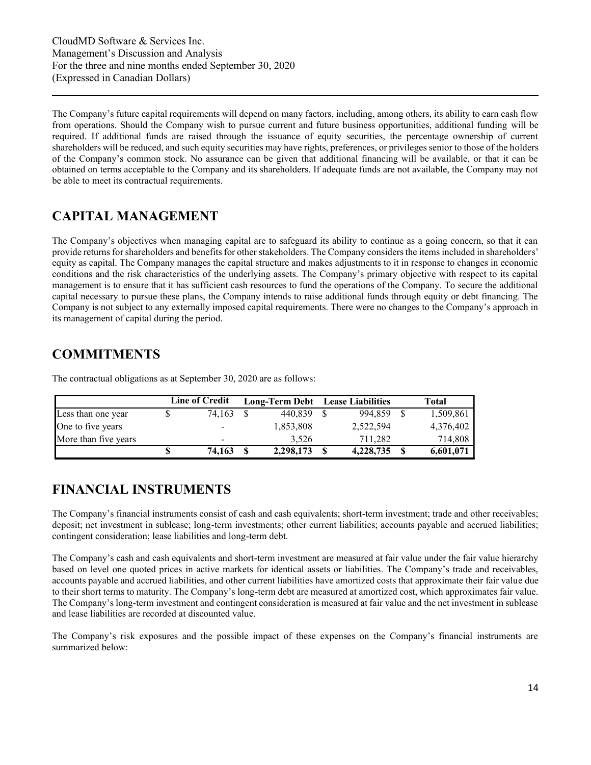The Company's future capital requirements will depend on many factors, including, among others, its ability to earn cash flow from operations. Should the Company wish to pursue current and future business opportunities, additional funding will be required. If additional funds are raised through the issuance of equity securities, the percentage ownership of current shareholders will be reduced, and such equity securities may have rights, preferences, or privileges senior to those of the holders of the Company's common stock. No assurance can be given that additional financing will be available, or that it can be obtained on terms acceptable to the Company and its shareholders. If adequate funds are not available, the Company may not be able to meet its contractual requirements.

# CAPITAL MANAGEMENT

The Company's objectives when managing capital are to safeguard its ability to continue as a going concern, so that it can provide returns for shareholders and benefits for other stakeholders. The Company considers the items included in shareholders' equity as capital. The Company manages the capital structure and makes adjustments to it in response to changes in economic conditions and the risk characteristics of the underlying assets. The Company's primary objective with respect to its capital management is to ensure that it has sufficient cash resources to fund the operations of the Company. To secure the additional capital necessary to pursue these plans, the Company intends to raise additional funds through equity or debt financing. The Company is not subject to any externally imposed capital requirements. There were no changes to the Company's approach in its management of capital during the period.

# COMMITMENTS

The contractual obligations as at September 30, 2020 are as follows:

| | Line of Credit | Long-Term Debt | Lease Liabilities | Total |
|---|---|---|---|---|
| Less than one year | $ 74,163 | $ 440,839 | $ 994,859 | $ 1,509,861 |
| One to five years | - | 1,853,808 | 2,522,594 | 4,376,402 |
| More than five years | - | 3,526 | 711,282 | 714,808 |
| | **$ 74,163** | **$ 2,298,173** | **$ 4,228,735** | **$ 6,601,071** |

# FINANCIAL INSTRUMENTS

The Company's financial instruments consist of cash and cash equivalents; short-term investment; trade and other receivables; deposit; net investment in sublease; long-term investments; other current liabilities; accounts payable and accrued liabilities; contingent consideration; lease liabilities and long-term debt.

The Company's cash and cash equivalents and short-term investment are measured at fair value under the fair value hierarchy based on level one quoted prices in active markets for identical assets or liabilities. The Company's trade and receivables, accounts payable and accrued liabilities, and other current liabilities have amortized costs that approximate their fair value due to their short terms to maturity. The Company's long-term debt are measured at amortized cost, which approximates fair value. The Company's long-term investment and contingent consideration is measured at fair value and the net investment in sublease and lease liabilities are recorded at discounted value.

The Company's risk exposures and the possible impact of these expenses on the Company's financial instruments are summarized below: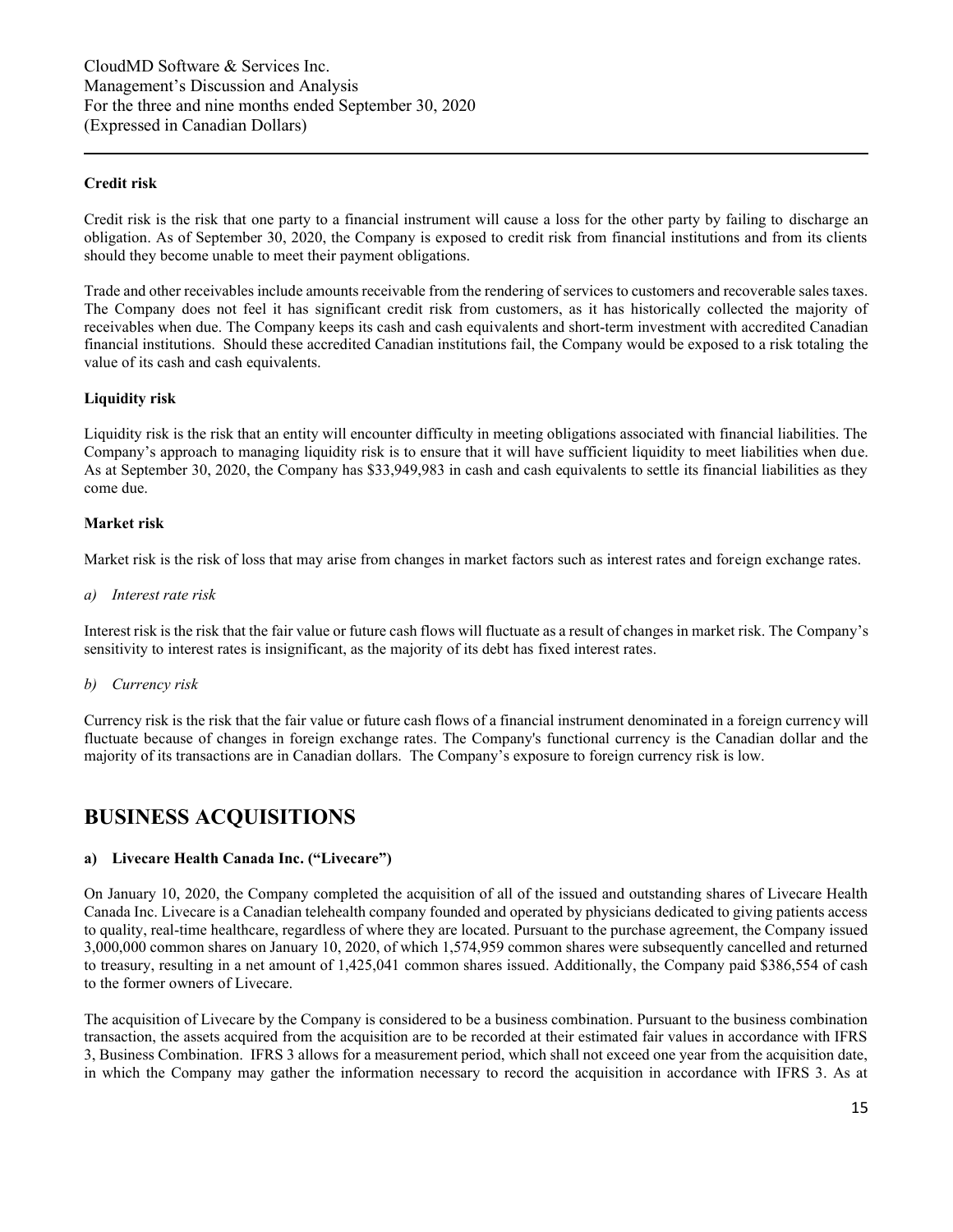**Credit risk**

Credit risk is the risk that one party to a financial instrument will cause a loss for the other party by failing to discharge an obligation. As of September 30, 2020, the Company is exposed to credit risk from financial institutions and from its clients should they become unable to meet their payment obligations.

Trade and other receivables include amounts receivable from the rendering of services to customers and recoverable sales taxes. The Company does not feel it has significant credit risk from customers, as it has historically collected the majority of receivables when due. The Company keeps its cash and cash equivalents and short-term investment with accredited Canadian financial institutions. Should these accredited Canadian institutions fail, the Company would be exposed to a risk totaling the value of its cash and cash equivalents.

**Liquidity risk**

Liquidity risk is the risk that an entity will encounter difficulty in meeting obligations associated with financial liabilities. The Company's approach to managing liquidity risk is to ensure that it will have sufficient liquidity to meet liabilities when due. As at September 30, 2020, the Company has $33,949,983 in cash and cash equivalents to settle its financial liabilities as they come due.

**Market risk**

Market risk is the risk of loss that may arise from changes in market factors such as interest rates and foreign exchange rates.

*a) Interest rate risk*

Interest risk is the risk that the fair value or future cash flows will fluctuate as a result of changes in market risk. The Company's sensitivity to interest rates is insignificant, as the majority of its debt has fixed interest rates.

*b) Currency risk*

Currency risk is the risk that the fair value or future cash flows of a financial instrument denominated in a foreign currency will fluctuate because of changes in foreign exchange rates. The Company's functional currency is the Canadian dollar and the majority of its transactions are in Canadian dollars. The Company's exposure to foreign currency risk is low.

# BUSINESS ACQUISITIONS

**a) Livecare Health Canada Inc. ("Livecare")**

On January 10, 2020, the Company completed the acquisition of all of the issued and outstanding shares of Livecare Health Canada Inc. Livecare is a Canadian telehealth company founded and operated by physicians dedicated to giving patients access to quality, real-time healthcare, regardless of where they are located. Pursuant to the purchase agreement, the Company issued 3,000,000 common shares on January 10, 2020, of which 1,574,959 common shares were subsequently cancelled and returned to treasury, resulting in a net amount of 1,425,041 common shares issued. Additionally, the Company paid $386,554 of cash to the former owners of Livecare.

The acquisition of Livecare by the Company is considered to be a business combination. Pursuant to the business combination transaction, the assets acquired from the acquisition are to be recorded at their estimated fair values in accordance with IFRS 3, Business Combination. IFRS 3 allows for a measurement period, which shall not exceed one year from the acquisition date, in which the Company may gather the information necessary to record the acquisition in accordance with IFRS 3. As at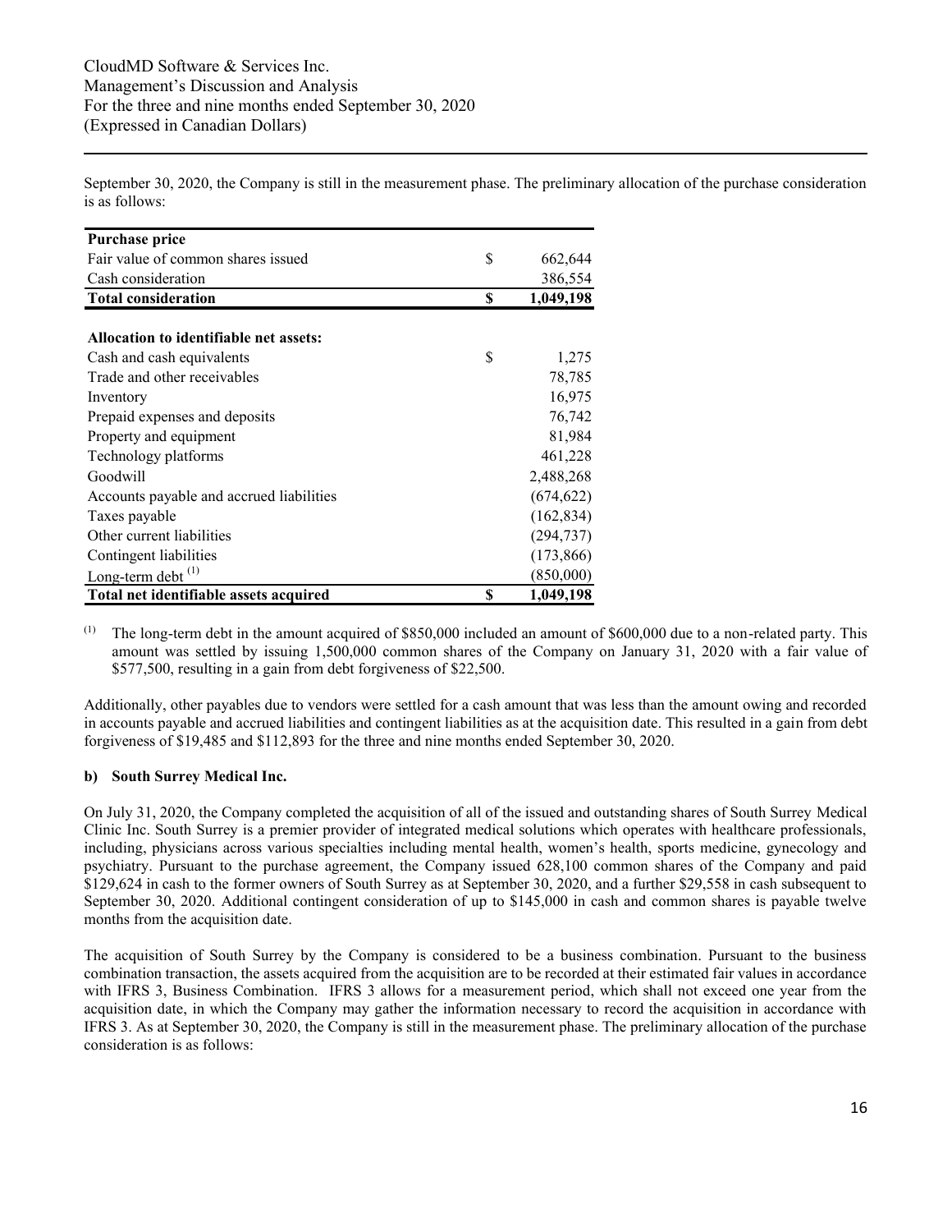September 30, 2020, the Company is still in the measurement phase. The preliminary allocation of the purchase consideration is as follows:

| **Purchase price** | | |
|---|---|---|
| Fair value of common shares issued | $ | 662,644 |
| Cash consideration | | 386,554 |
| **Total consideration** | **$** | **1,049,198** |
| | | |
| **Allocation to identifiable net assets:** | | |
| Cash and cash equivalents | $ | 1,275 |
| Trade and other receivables | | 78,785 |
| Inventory | | 16,975 |
| Prepaid expenses and deposits | | 76,742 |
| Property and equipment | | 81,984 |
| Technology platforms | | 461,228 |
| Goodwill | | 2,488,268 |
| Accounts payable and accrued liabilities | | (674,622) |
| Taxes payable | | (162,834) |
| Other current liabilities | | (294,737) |
| Contingent liabilities | | (173,866) |
| Long-term debt [(1)] | | (850,000) |
| **Total net identifiable assets acquired** | **$** | **1,049,198** |

[(1)] The long-term debt in the amount acquired of $850,000 included an amount of $600,000 due to a non-related party. This amount was settled by issuing 1,500,000 common shares of the Company on January 31, 2020 with a fair value of $577,500, resulting in a gain from debt forgiveness of $22,500.

Additionally, other payables due to vendors were settled for a cash amount that was less than the amount owing and recorded in accounts payable and accrued liabilities and contingent liabilities as at the acquisition date. This resulted in a gain from debt forgiveness of $19,485 and $112,893 for the three and nine months ended September 30, 2020.

**b) South Surrey Medical Inc.**

On July 31, 2020, the Company completed the acquisition of all of the issued and outstanding shares of South Surrey Medical Clinic Inc. South Surrey is a premier provider of integrated medical solutions which operates with healthcare professionals, including, physicians across various specialties including mental health, women's health, sports medicine, gynecology and psychiatry. Pursuant to the purchase agreement, the Company issued 628,100 common shares of the Company and paid $129,624 in cash to the former owners of South Surrey as at September 30, 2020, and a further $29,558 in cash subsequent to September 30, 2020. Additional contingent consideration of up to $145,000 in cash and common shares is payable twelve months from the acquisition date.

The acquisition of South Surrey by the Company is considered to be a business combination. Pursuant to the business combination transaction, the assets acquired from the acquisition are to be recorded at their estimated fair values in accordance with IFRS 3, Business Combination. IFRS 3 allows for a measurement period, which shall not exceed one year from the acquisition date, in which the Company may gather the information necessary to record the acquisition in accordance with IFRS 3. As at September 30, 2020, the Company is still in the measurement phase. The preliminary allocation of the purchase consideration is as follows: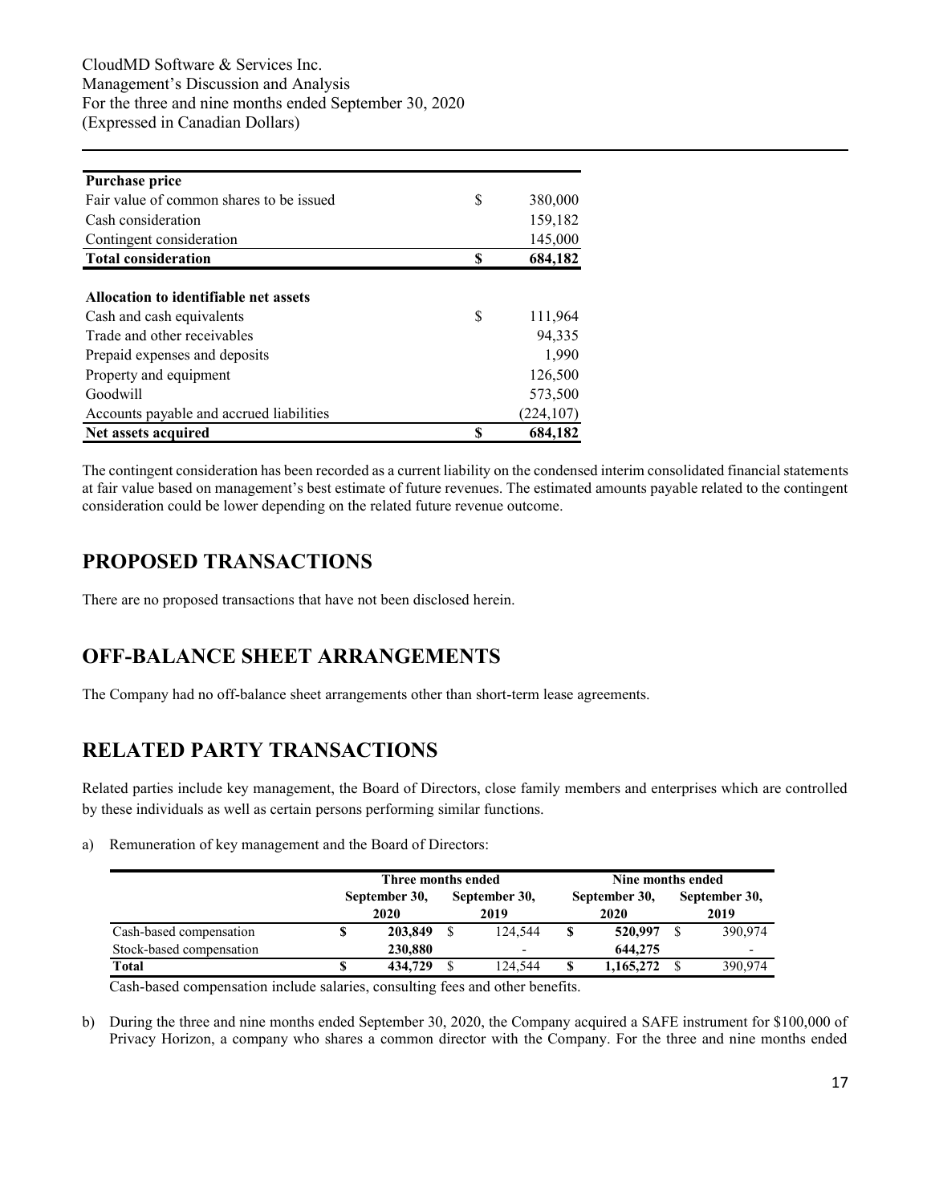| Purchase price | | |
|---|---|---|
| Fair value of common shares to be issued | $ | 380,000 |
| Cash consideration | | 159,182 |
| Contingent consideration | | 145,000 |
| **Total consideration** | **$** | **684,182** |
| | | |
| **Allocation to identifiable net assets** | | |
| Cash and cash equivalents | $ | 111,964 |
| Trade and other receivables | | 94,335 |
| Prepaid expenses and deposits | | 1,990 |
| Property and equipment | | 126,500 |
| Goodwill | | 573,500 |
| Accounts payable and accrued liabilities | | (224,107) |
| **Net assets acquired** | **$** | **684,182** |

The contingent consideration has been recorded as a current liability on the condensed interim consolidated financial statements at fair value based on management's best estimate of future revenues. The estimated amounts payable related to the contingent consideration could be lower depending on the related future revenue outcome.

# PROPOSED TRANSACTIONS

There are no proposed transactions that have not been disclosed herein.

# OFF-BALANCE SHEET ARRANGEMENTS

The Company had no off-balance sheet arrangements other than short-term lease agreements.

# RELATED PARTY TRANSACTIONS

Related parties include key management, the Board of Directors, close family members and enterprises which are controlled by these individuals as well as certain persons performing similar functions.

a) Remuneration of key management and the Board of Directors:

| | Three months ended | | Nine months ended | |
|---|---|---|---|---|
| | September 30, 2020 | September 30, 2019 | September 30, 2020 | September 30, 2019 |
| Cash-based compensation | **$ 203,849** | $ 124,544 | **$ 520,997** | $ 390,974 |
| Stock-based compensation | **230,880** | - | **644,275** | - |
| **Total** | **$ 434,729** | $ 124,544 | **$ 1,165,272** | $ 390,974 |

Cash-based compensation include salaries, consulting fees and other benefits.

b) During the three and nine months ended September 30, 2020, the Company acquired a SAFE instrument for $100,000 of Privacy Horizon, a company who shares a common director with the Company. For the three and nine months ended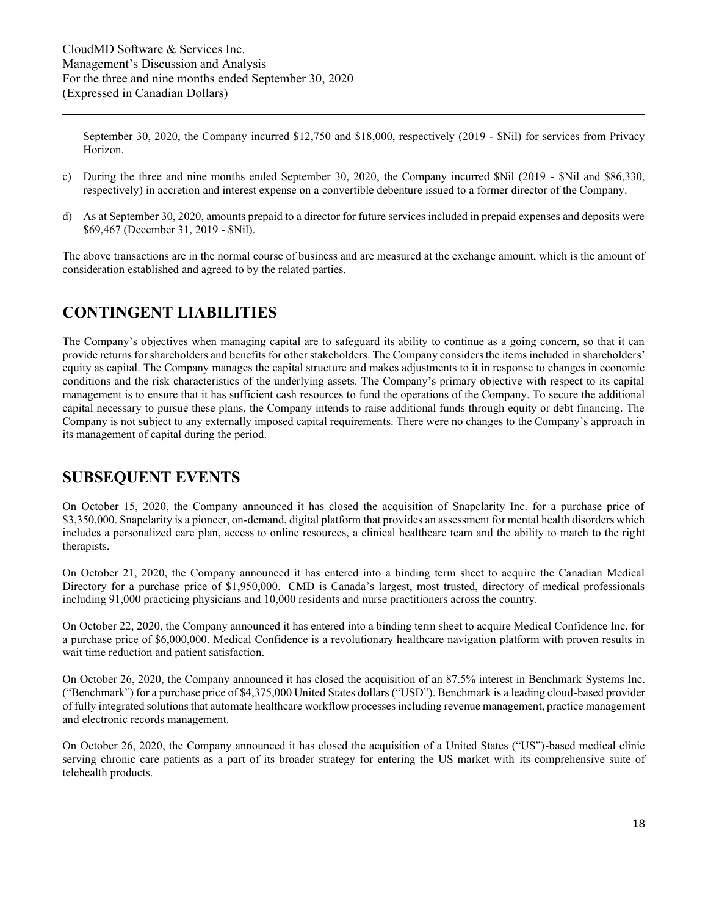September 30, 2020, the Company incurred $12,750 and $18,000, respectively (2019 - $Nil) for services from Privacy Horizon.

c) During the three and nine months ended September 30, 2020, the Company incurred $Nil (2019 - $Nil and $86,330, respectively) in accretion and interest expense on a convertible debenture issued to a former director of the Company.

d) As at September 30, 2020, amounts prepaid to a director for future services included in prepaid expenses and deposits were $69,467 (December 31, 2019 - $Nil).

The above transactions are in the normal course of business and are measured at the exchange amount, which is the amount of consideration established and agreed to by the related parties.

# CONTINGENT LIABILITIES

The Company's objectives when managing capital are to safeguard its ability to continue as a going concern, so that it can provide returns for shareholders and benefits for other stakeholders. The Company considers the items included in shareholders' equity as capital. The Company manages the capital structure and makes adjustments to it in response to changes in economic conditions and the risk characteristics of the underlying assets. The Company's primary objective with respect to its capital management is to ensure that it has sufficient cash resources to fund the operations of the Company. To secure the additional capital necessary to pursue these plans, the Company intends to raise additional funds through equity or debt financing. The Company is not subject to any externally imposed capital requirements. There were no changes to the Company's approach in its management of capital during the period.

# SUBSEQUENT EVENTS

On October 15, 2020, the Company announced it has closed the acquisition of Snapclarity Inc. for a purchase price of $3,350,000. Snapclarity is a pioneer, on-demand, digital platform that provides an assessment for mental health disorders which includes a personalized care plan, access to online resources, a clinical healthcare team and the ability to match to the right therapists.

On October 21, 2020, the Company announced it has entered into a binding term sheet to acquire the Canadian Medical Directory for a purchase price of $1,950,000. CMD is Canada's largest, most trusted, directory of medical professionals including 91,000 practicing physicians and 10,000 residents and nurse practitioners across the country.

On October 22, 2020, the Company announced it has entered into a binding term sheet to acquire Medical Confidence Inc. for a purchase price of $6,000,000. Medical Confidence is a revolutionary healthcare navigation platform with proven results in wait time reduction and patient satisfaction.

On October 26, 2020, the Company announced it has closed the acquisition of an 87.5% interest in Benchmark Systems Inc. ("Benchmark") for a purchase price of $4,375,000 United States dollars ("USD"). Benchmark is a leading cloud-based provider of fully integrated solutions that automate healthcare workflow processes including revenue management, practice management and electronic records management.

On October 26, 2020, the Company announced it has closed the acquisition of a United States ("US")-based medical clinic serving chronic care patients as a part of its broader strategy for entering the US market with its comprehensive suite of telehealth products.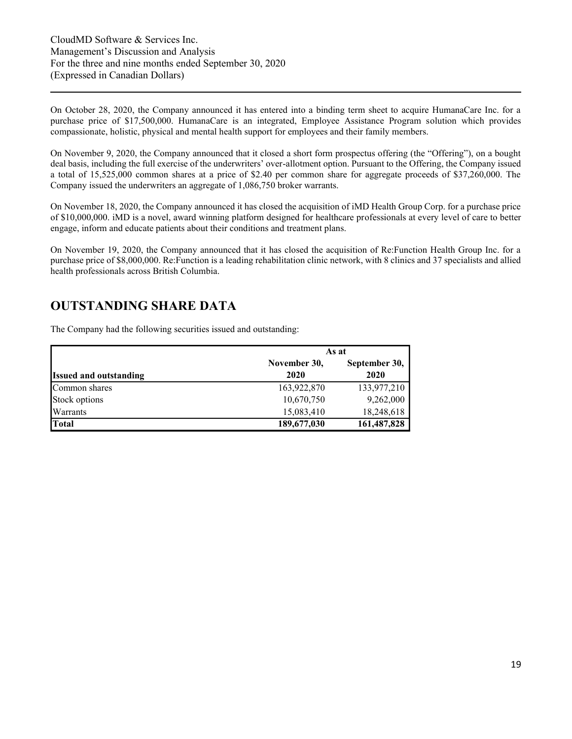On October 28, 2020, the Company announced it has entered into a binding term sheet to acquire HumanaCare Inc. for a purchase price of $17,500,000. HumanaCare is an integrated, Employee Assistance Program solution which provides compassionate, holistic, physical and mental health support for employees and their family members.

On November 9, 2020, the Company announced that it closed a short form prospectus offering (the "Offering"), on a bought deal basis, including the full exercise of the underwriters' over-allotment option. Pursuant to the Offering, the Company issued a total of 15,525,000 common shares at a price of $2.40 per common share for aggregate proceeds of $37,260,000. The Company issued the underwriters an aggregate of 1,086,750 broker warrants.

On November 18, 2020, the Company announced it has closed the acquisition of iMD Health Group Corp. for a purchase price of $10,000,000. iMD is a novel, award winning platform designed for healthcare professionals at every level of care to better engage, inform and educate patients about their conditions and treatment plans.

On November 19, 2020, the Company announced that it has closed the acquisition of Re:Function Health Group Inc. for a purchase price of $8,000,000. Re:Function is a leading rehabilitation clinic network, with 8 clinics and 37 specialists and allied health professionals across British Columbia.

# OUTSTANDING SHARE DATA

The Company had the following securities issued and outstanding:

| | As at | |
|---|---|---|
| **Issued and outstanding** | **November 30, 2020** | **September 30, 2020** |
| Common shares | 163,922,870 | 133,977,210 |
| Stock options | 10,670,750 | 9,262,000 |
| Warrants | 15,083,410 | 18,248,618 |
| **Total** | **189,677,030** | **161,487,828** |